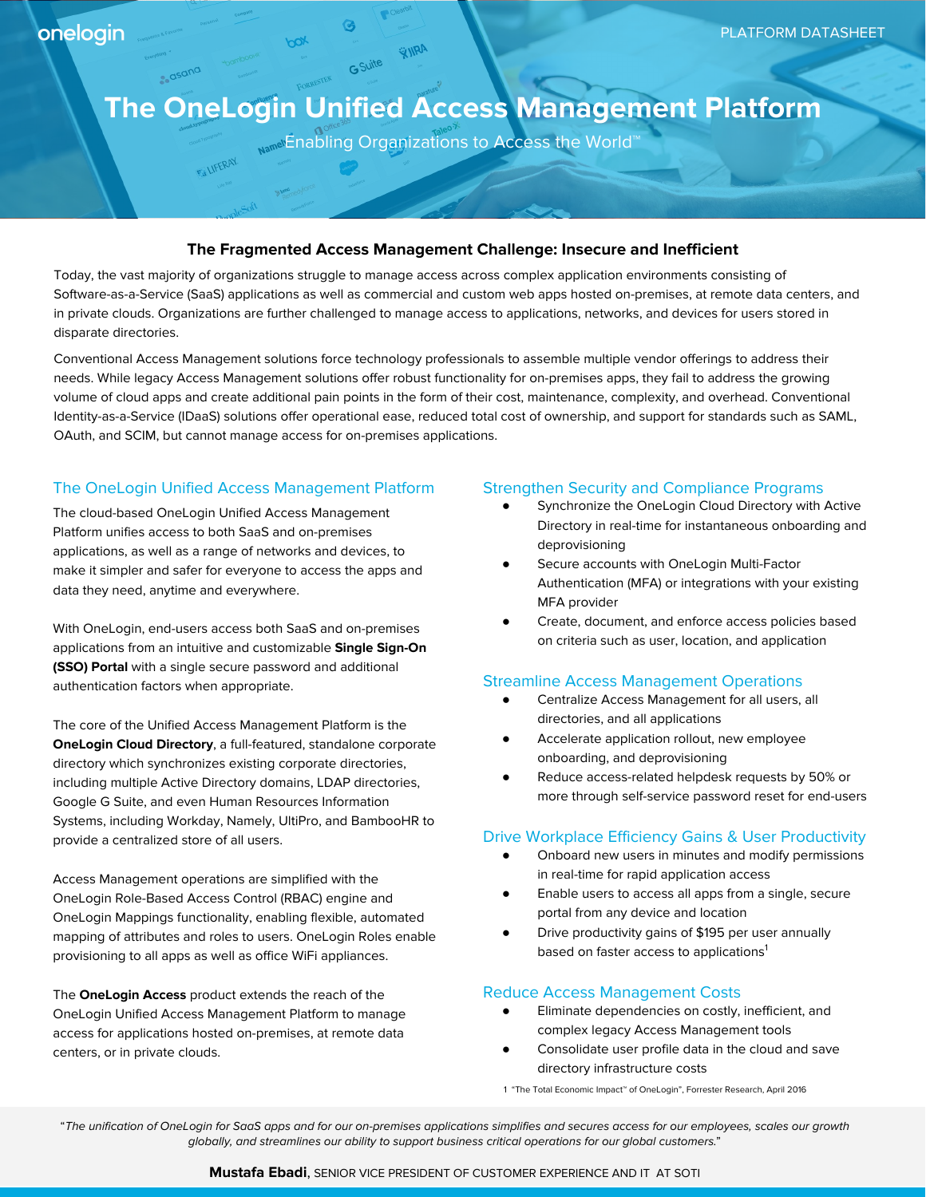onelogin

PLATFORM DATASHEET

# The OneLogin Unified Access Management Platform

Enabling Organizations to Access the World™

## The Fragmented Access Management Challenge: Insecure and Inefficient

Today, the vast majority of organizations struggle to manage access across complex application environments consisting of Software-as-a-Service (SaaS) applications as well as commercial and custom web apps hosted on-premises, at remote data centers, and in private clouds. Organizations are further challenged to manage access to applications, networks, and devices for users stored in disparate directories.

Conventional Access Management solutions force technology professionals to assemble multiple vendor offerings to address their needs. While legacy Access Management solutions offer robust functionality for on-premises apps, they fail to address the growing volume of cloud apps and create additional pain points in the form of their cost, maintenance, complexity, and overhead. Conventional Identity-as-a-Service (IDaaS) solutions offer operational ease, reduced total cost of ownership, and support for standards such as SAML, OAuth, and SCIM, but cannot manage access for on-premises applications.

### The OneLogin Unified Access Management Platform

The cloud-based OneLogin Unified Access Management Platform unifies access to both SaaS and on-premises applications, as well as a range of networks and devices, to make it simpler and safer for everyone to access the apps and data they need, anytime and everywhere.

With OneLogin, end-users access both SaaS and on-premises applications from an intuitive and customizable **Single Sign-On (SSO) Portal** with a single secure password and additional authentication factors when appropriate.

The core of the Unified Access Management Platform is the **OneLogin Cloud Directory**, a full-featured, standalone corporate directory which synchronizes existing corporate directories, including multiple Active Directory domains, LDAP directories, Google G Suite, and even Human Resources Information Systems, including Workday, Namely, UltiPro, and BambooHR to provide a centralized store of all users.

Access Management operations are simplified with the OneLogin Role-Based Access Control (RBAC) engine and OneLogin Mappings functionality, enabling flexible, automated mapping of attributes and roles to users. OneLogin Roles enable provisioning to all apps as well as office WiFi appliances.

The **OneLogin Access** product extends the reach of the OneLogin Unified Access Management Platform to manage access for applications hosted on-premises, at remote data centers, or in private clouds.

### Strengthen Security and Compliance Programs

- Synchronize the OneLogin Cloud Directory with Active Directory in real-time for instantaneous onboarding and deprovisioning
- Secure accounts with OneLogin Multi-Factor Authentication (MFA) or integrations with your existing MFA provider
- Create, document, and enforce access policies based on criteria such as user, location, and application

### Streamline Access Management Operations

- Centralize Access Management for all users, all directories, and all applications
- Accelerate application rollout, new employee onboarding, and deprovisioning
- Reduce access-related helpdesk requests by 50% or more through self-service password reset for end-users

### Drive Workplace Efficiency Gains & User Productivity

- Onboard new users in minutes and modify permissions in real-time for rapid application access
- Enable users to access all apps from a single, secure portal from any device and location
- Drive productivity gains of $195 per user annually based on faster access to applications[1]

### Reduce Access Management Costs

- Eliminate dependencies on costly, inefficient, and complex legacy Access Management tools
- Consolidate user profile data in the cloud and save directory infrastructure costs

1 "The Total Economic Impact" of OneLogin", Forrester Research, April 2016

"*The unification of OneLogin for SaaS apps and for our on-premises applications simplifies and secures access for our employees, scales our growth globally, and streamlines our ability to support business critical operations for our global customers.*"

**Mustafa Ebadi**, SENIOR VICE PRESIDENT OF CUSTOMER EXPERIENCE AND IT AT SOTI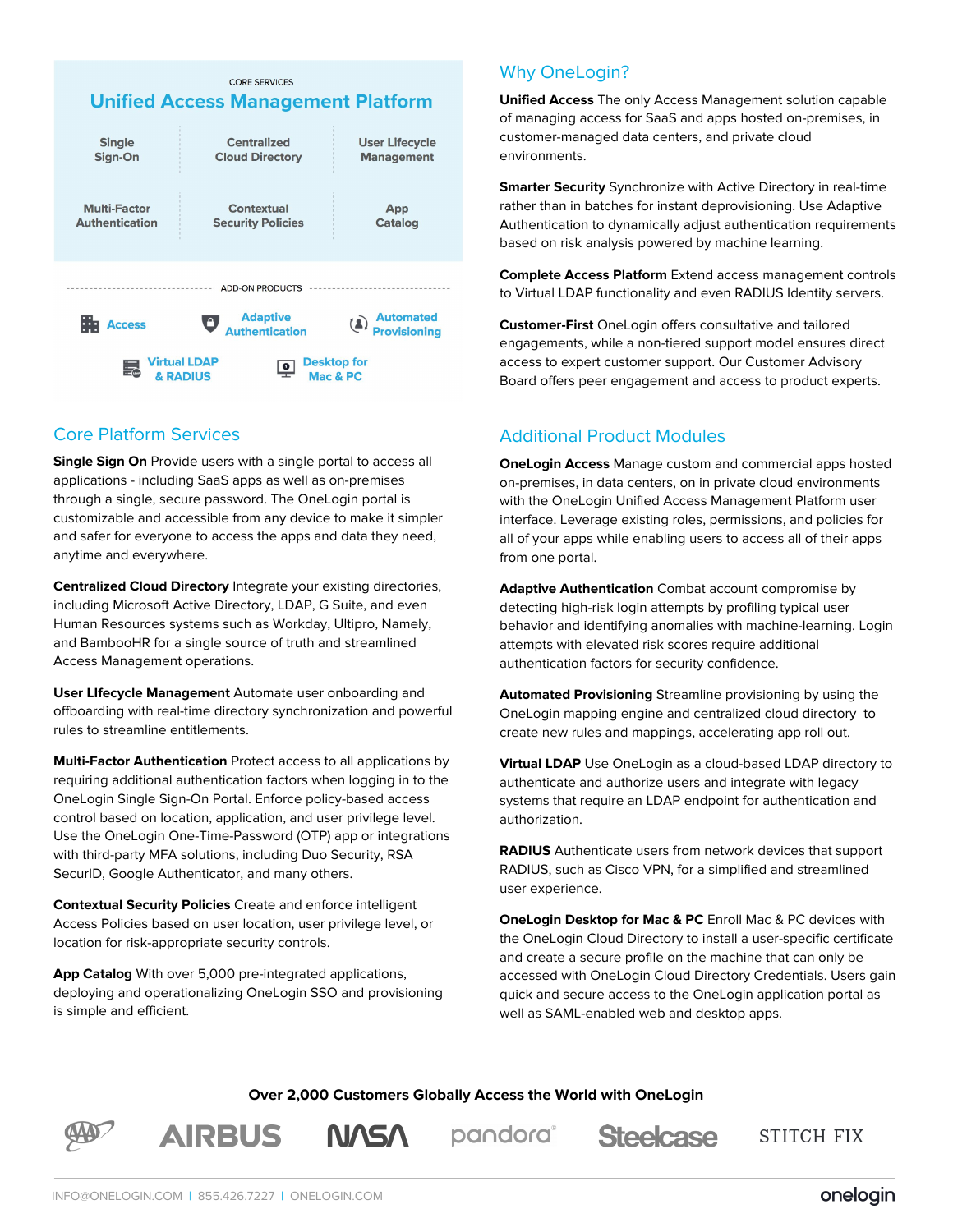CORE SERVICES

## Unified Access Management Platform

| | | |
|---|---|---|
| Single Sign-On | Centralized Cloud Directory | User Lifecycle Management |
| Multi-Factor Authentication | Contextual Security Policies | App Catalog |

ADD-ON PRODUCTS

Access | Adaptive Authentication | Automated Provisioning

Virtual LDAP & RADIUS | Desktop for Mac & PC

## Core Platform Services

**Single Sign On** Provide users with a single portal to access all applications - including SaaS apps as well as on-premises through a single, secure password. The OneLogin portal is customizable and accessible from any device to make it simpler and safer for everyone to access the apps and data they need, anytime and everywhere.

**Centralized Cloud Directory** Integrate your existing directories, including Microsoft Active Directory, LDAP, G Suite, and even Human Resources systems such as Workday, Ultipro, Namely, and BambooHR for a single source of truth and streamlined Access Management operations.

**User LIfecycle Management** Automate user onboarding and offboarding with real-time directory synchronization and powerful rules to streamline entitlements.

**Multi-Factor Authentication** Protect access to all applications by requiring additional authentication factors when logging in to the OneLogin Single Sign-On Portal. Enforce policy-based access control based on location, application, and user privilege level. Use the OneLogin One-Time-Password (OTP) app or integrations with third-party MFA solutions, including Duo Security, RSA SecurID, Google Authenticator, and many others.

**Contextual Security Policies** Create and enforce intelligent Access Policies based on user location, user privilege level, or location for risk-appropriate security controls.

**App Catalog** With over 5,000 pre-integrated applications, deploying and operationalizing OneLogin SSO and provisioning is simple and efficient.

## Why OneLogin?

**Unified Access** The only Access Management solution capable of managing access for SaaS and apps hosted on-premises, in customer-managed data centers, and private cloud environments.

**Smarter Security** Synchronize with Active Directory in real-time rather than in batches for instant deprovisioning. Use Adaptive Authentication to dynamically adjust authentication requirements based on risk analysis powered by machine learning.

**Complete Access Platform** Extend access management controls to Virtual LDAP functionality and even RADIUS Identity servers.

**Customer-First** OneLogin offers consultative and tailored engagements, while a non-tiered support model ensures direct access to expert customer support. Our Customer Advisory Board offers peer engagement and access to product experts.

## Additional Product Modules

**OneLogin Access** Manage custom and commercial apps hosted on-premises, in data centers, on in private cloud environments with the OneLogin Unified Access Management Platform user interface. Leverage existing roles, permissions, and policies for all of your apps while enabling users to access all of their apps from one portal.

**Adaptive Authentication** Combat account compromise by detecting high-risk login attempts by profiling typical user behavior and identifying anomalies with machine-learning. Login attempts with elevated risk scores require additional authentication factors for security confidence.

**Automated Provisioning** Streamline provisioning by using the OneLogin mapping engine and centralized cloud directory to create new rules and mappings, accelerating app roll out.

**Virtual LDAP** Use OneLogin as a cloud-based LDAP directory to authenticate and authorize users and integrate with legacy systems that require an LDAP endpoint for authentication and authorization.

**RADIUS** Authenticate users from network devices that support RADIUS, such as Cisco VPN, for a simplified and streamlined user experience.

**OneLogin Desktop for Mac & PC** Enroll Mac & PC devices with the OneLogin Cloud Directory to install a user-specific certificate and create a secure profile on the machine that can only be accessed with OneLogin Cloud Directory Credentials. Users gain quick and secure access to the OneLogin application portal as well as SAML-enabled web and desktop apps.

**Over 2,000 Customers Globally Access the World with OneLogin**

AAA | AIRBUS | NASA | pandora | Steelcase | STITCH FIX

INFO@ONELOGIN.COM | 855.426.7227 | ONELOGIN.COM

onelogin